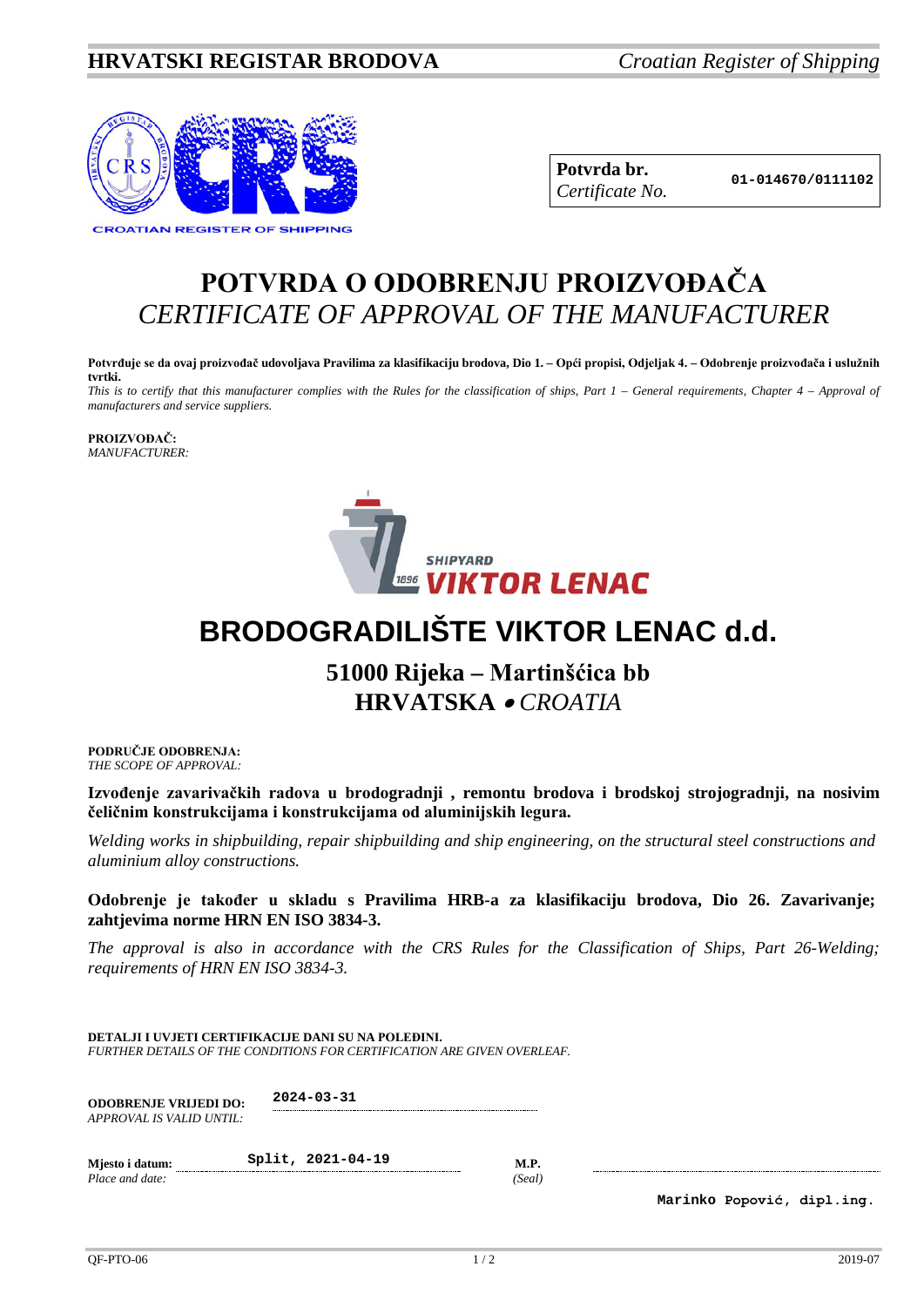**HRVATSKI REGISTAR BRODOVA** *Croatian Register of Shipping*

CROATIAN REGISTER OF SHIPPING

| **Potvrda br.** *Certificate No.* | 01-014670/0111102 |
|---|---|

# POTVRDA O ODOBRENJU PROIZVOĐAČA
# *CERTIFICATE OF APPROVAL OF THE MANUFACTURER*

**Potvrđuje se da ovaj proizvođač udovoljava Pravilima za klasifikaciju brodova, Dio 1. – Opći propisi, Odjeljak 4. – Odobrenje proizvođača i uslužnih tvrtki.**
*This is to certify that this manufacturer complies with the Rules for the classification of ships, Part 1 – General requirements, Chapter 4 – Approval of manufacturers and service suppliers.*

**PROIZVOĐAČ:**
*MANUFACTURER:*

SHIPYARD 1896 VIKTOR LENAC

## BRODOGRADILIŠTE VIKTOR LENAC d.d.

### 51000 Rijeka – Martinšćica bb
### HRVATSKA • *CROATIA*

**PODRUČJE ODOBRENJA:**
*THE SCOPE OF APPROVAL:*

**Izvođenje zavarivačkih radova u brodogradnji , remontu brodova i brodskoj strojogradnji, na nosivim čeličnim konstrukcijama i konstrukcijama od aluminijskih legura.**

*Welding works in shipbuilding, repair shipbuilding and ship engineering, on the structural steel constructions and aluminium alloy constructions.*

**Odobrenje je također u skladu s Pravilima HRB-a za klasifikaciju brodova, Dio 26. Zavarivanje; zahtjevima norme HRN EN ISO 3834-3.**

*The approval is also in accordance with the CRS Rules for the Classification of Ships, Part 26-Welding; requirements of HRN EN ISO 3834-3.*

**DETALJI I UVJETI CERTIFIKACIJE DANI SU NA POLEĐINI.**
*FURTHER DETAILS OF THE CONDITIONS FOR CERTIFICATION ARE GIVEN OVERLEAF.*

**ODOBRENJE VRIJEDI DO:** *APPROVAL IS VALID UNTIL:* 2024-03-31

**Mjesto i datum:** *Place and date:* Split, 2021-04-19

**M.P.** *(Seal)*

Marinko Popović, dipl.ing.

QF-PTO-06 2019-07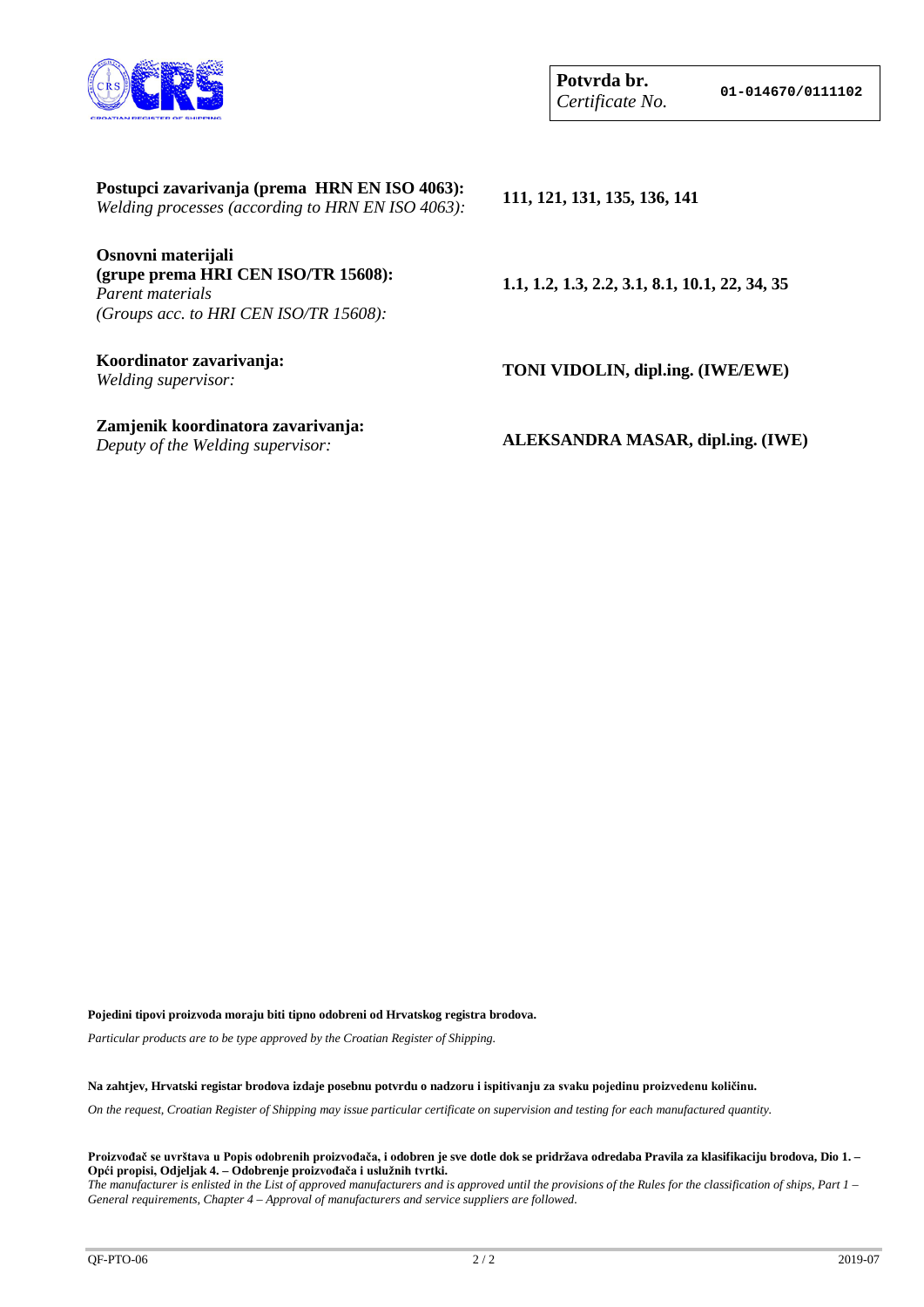**Potvrda br.**
*Certificate No.* 01-014670/0111102

| | |
|---|---|
| **Postupci zavarivanja (prema HRN EN ISO 4063):** *Welding processes (according to HRN EN ISO 4063):* | **111, 121, 131, 135, 136, 141** |
| **Osnovni materijali (grupe prema HRI CEN ISO/TR 15608):** *Parent materials (Groups acc. to HRI CEN ISO/TR 15608):* | **1.1, 1.2, 1.3, 2.2, 3.1, 8.1, 10.1, 22, 34, 35** |
| **Koordinator zavarivanja:** *Welding supervisor:* | **TONI VIDOLIN, dipl.ing. (IWE/EWE)** |
| **Zamjenik koordinatora zavarivanja:** *Deputy of the Welding supervisor:* | **ALEKSANDRA MASAR, dipl.ing. (IWE)** |

**Pojedini tipovi proizvoda moraju biti tipno odobreni od Hrvatskog registra brodova.**

*Particular products are to be type approved by the Croatian Register of Shipping.*

**Na zahtjev, Hrvatski registar brodova izdaje posebnu potvrdu o nadzoru i ispitivanju za svaku pojedinu proizvedenu količinu.**

*On the request, Croatian Register of Shipping may issue particular certificate on supervision and testing for each manufactured quantity.*

**Proizvođač se uvrštava u Popis odobrenih proizvođača, i odobren je sve dotle dok se pridržava odredaba Pravila za klasifikaciju brodova, Dio 1. – Opći propisi, Odjeljak 4. – Odobrenje proizvođača i uslužnih tvrtki.**
*The manufacturer is enlisted in the List of approved manufacturers and is approved until the provisions of the Rules for the classification of ships, Part 1 – General requirements, Chapter 4 – Approval of manufacturers and service suppliers are followed.*

QF-PTO-06 2019-07